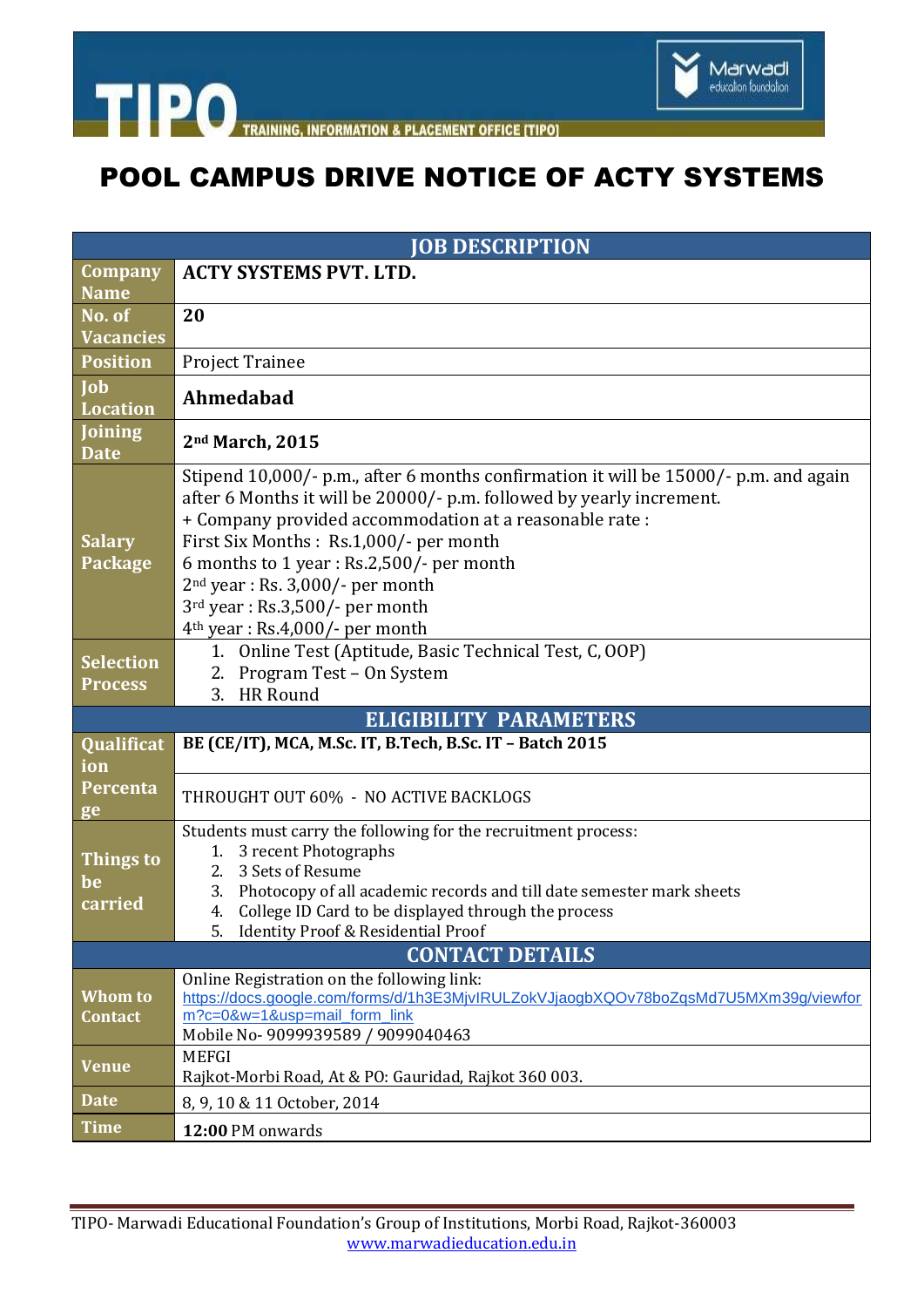# POOL CAMPUS DRIVE NOTICE OF ACTY SYSTEMS

| JOB DESCRIPTION | |
|---|---|
| **Company Name** | **ACTY SYSTEMS PVT. LTD.** |
| **No. of Vacancies** | **20** |
| **Position** | Project Trainee |
| **Job Location** | **Ahmedabad** |
| **Joining Date** | **2nd March, 2015** |
| **Salary Package** | Stipend 10,000/- p.m., after 6 months confirmation it will be 15000/- p.m. and again after 6 Months it will be 20000/- p.m. followed by yearly increment.<br>+ Company provided accommodation at a reasonable rate :<br>First Six Months : Rs.1,000/- per month<br>6 months to 1 year : Rs.2,500/- per month<br>2nd year : Rs. 3,000/- per month<br>3rd year : Rs.3,500/- per month<br>4th year : Rs.4,000/- per month |
| **Selection Process** | 1. Online Test (Aptitude, Basic Technical Test, C, OOP)<br>2. Program Test – On System<br>3. HR Round |
| **ELIGIBILITY PARAMETERS** | |
| **Qualification** | **BE (CE/IT), MCA, M.Sc. IT, B.Tech, B.Sc. IT – Batch 2015** |
| **Percentage** | THROUGHT OUT 60% - NO ACTIVE BACKLOGS |
| **Things to be carried** | Students must carry the following for the recruitment process:<br>1. 3 recent Photographs<br>2. 3 Sets of Resume<br>3. Photocopy of all academic records and till date semester mark sheets<br>4. College ID Card to be displayed through the process<br>5. Identity Proof & Residential Proof |
| **CONTACT DETAILS** | |
| **Whom to Contact** | Online Registration on the following link:<br>https://docs.google.com/forms/d/1h3E3MjvIRULZokVJjaogbXQOv78boZqsMd7U5MXm39g/viewform?c=0&w=1&usp=mail_form_link<br>Mobile No- 9099939589 / 9099040463 |
| **Venue** | MEFGI<br>Rajkot-Morbi Road, At & PO: Gauridad, Rajkot 360 003. |
| **Date** | 8, 9, 10 & 11 October, 2014 |
| **Time** | **12:00** PM onwards |

TIPO- Marwadi Educational Foundation's Group of Institutions, Morbi Road, Rajkot-360003
www.marwadieducation.edu.in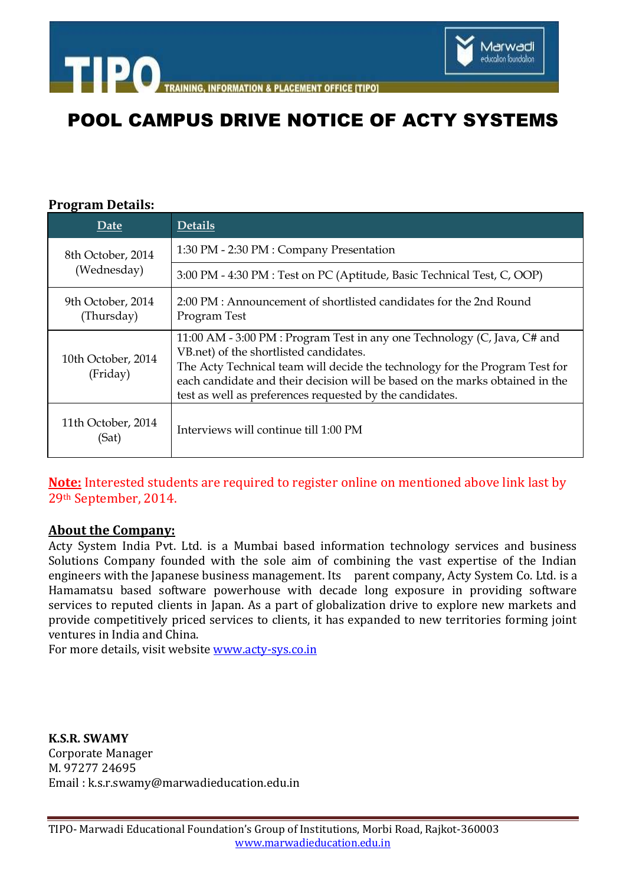# POOL CAMPUS DRIVE NOTICE OF ACTY SYSTEMS

**Program Details:**

| Date | Details |
|---|---|
| 8th October, 2014 (Wednesday) | 1:30 PM - 2:30 PM : Company Presentation |
| | 3:00 PM - 4:30 PM : Test on PC (Aptitude, Basic Technical Test, C, OOP) |
| 9th October, 2014 (Thursday) | 2:00 PM : Announcement of shortlisted candidates for the 2nd Round Program Test |
| 10th October, 2014 (Friday) | 11:00 AM - 3:00 PM : Program Test in any one Technology (C, Java, C# and VB.net) of the shortlisted candidates. The Acty Technical team will decide the technology for the Program Test for each candidate and their decision will be based on the marks obtained in the test as well as preferences requested by the candidates. |
| 11th October, 2014 (Sat) | Interviews will continue till 1:00 PM |

**Note:** Interested students are required to register online on mentioned above link last by 29th September, 2014.

**About the Company:**

Acty System India Pvt. Ltd. is a Mumbai based information technology services and business Solutions Company founded with the sole aim of combining the vast expertise of the Indian engineers with the Japanese business management. Its parent company, Acty System Co. Ltd. is a Hamamatsu based software powerhouse with decade long exposure in providing software services to reputed clients in Japan. As a part of globalization drive to explore new markets and provide competitively priced services to clients, it has expanded to new territories forming joint ventures in India and China.

For more details, visit website www.acty-sys.co.in

**K.S.R. SWAMY**
Corporate Manager
M. 97277 24695
Email : k.s.r.swamy@marwadieducation.edu.in

TIPO- Marwadi Educational Foundation's Group of Institutions, Morbi Road, Rajkot-360003
www.marwadieducation.edu.in